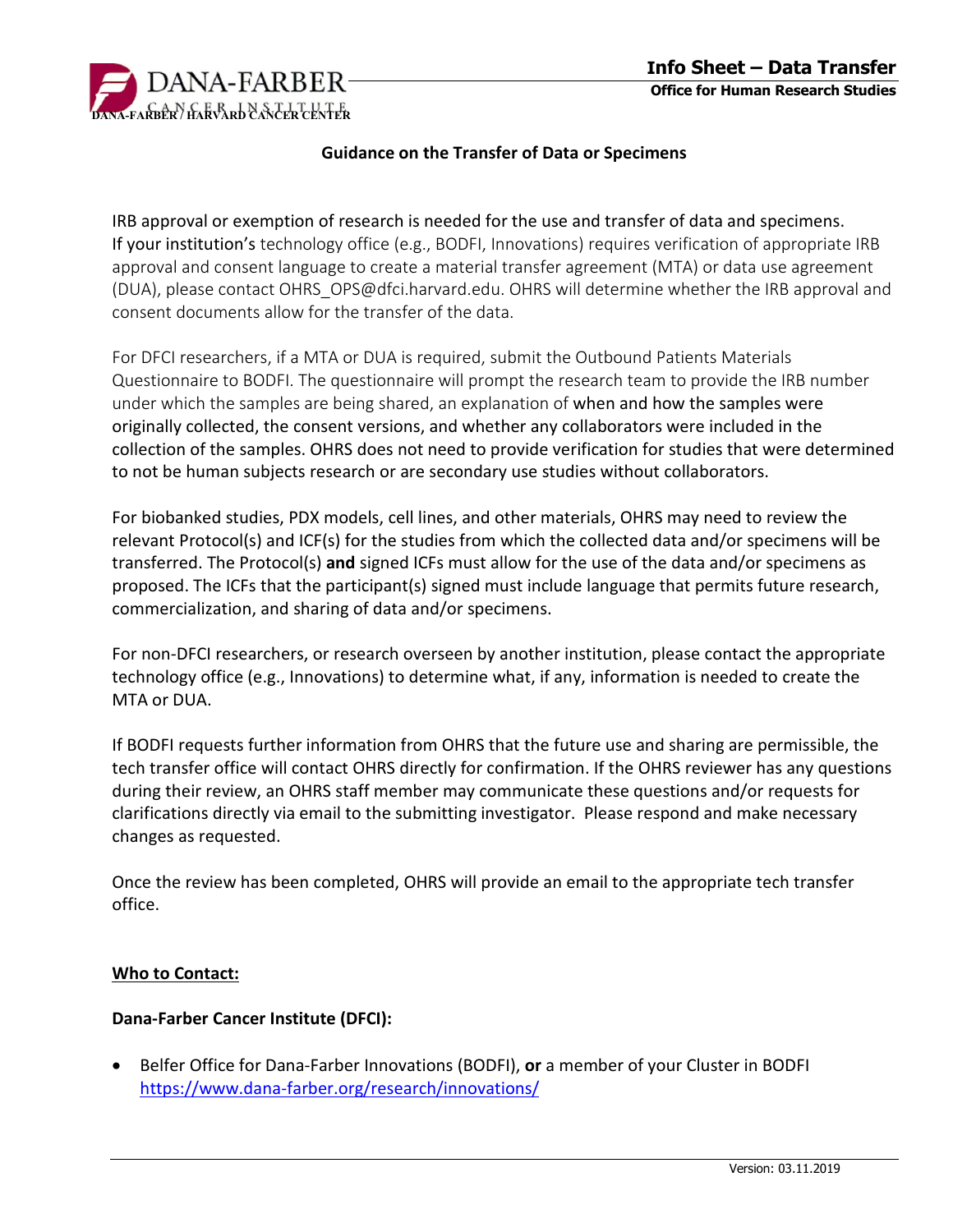# Info Sheet – Data Transfer

**Office for Human Research Studies**

## Guidance on the Transfer of Data or Specimens

IRB approval or exemption of research is needed for the use and transfer of data and specimens. If your institution's technology office (e.g., BODFI, Innovations) requires verification of appropriate IRB approval and consent language to create a material transfer agreement (MTA) or data use agreement (DUA), please contact OHRS_OPS@dfci.harvard.edu. OHRS will determine whether the IRB approval and consent documents allow for the transfer of the data.

For DFCI researchers, if a MTA or DUA is required, submit the Outbound Patients Materials Questionnaire to BODFI. The questionnaire will prompt the research team to provide the IRB number under which the samples are being shared, an explanation of when and how the samples were originally collected, the consent versions, and whether any collaborators were included in the collection of the samples. OHRS does not need to provide verification for studies that were determined to not be human subjects research or are secondary use studies without collaborators.

For biobanked studies, PDX models, cell lines, and other materials, OHRS may need to review the relevant Protocol(s) and ICF(s) for the studies from which the collected data and/or specimens will be transferred. The Protocol(s) **and** signed ICFs must allow for the use of the data and/or specimens as proposed. The ICFs that the participant(s) signed must include language that permits future research, commercialization, and sharing of data and/or specimens.

For non-DFCI researchers, or research overseen by another institution, please contact the appropriate technology office (e.g., Innovations) to determine what, if any, information is needed to create the MTA or DUA.

If BODFI requests further information from OHRS that the future use and sharing are permissible, the tech transfer office will contact OHRS directly for confirmation. If the OHRS reviewer has any questions during their review, an OHRS staff member may communicate these questions and/or requests for clarifications directly via email to the submitting investigator. Please respond and make necessary changes as requested.

Once the review has been completed, OHRS will provide an email to the appropriate tech transfer office.

**Who to Contact:**

**Dana-Farber Cancer Institute (DFCI):**

- Belfer Office for Dana-Farber Innovations (BODFI), **or** a member of your Cluster in BODFI https://www.dana-farber.org/research/innovations/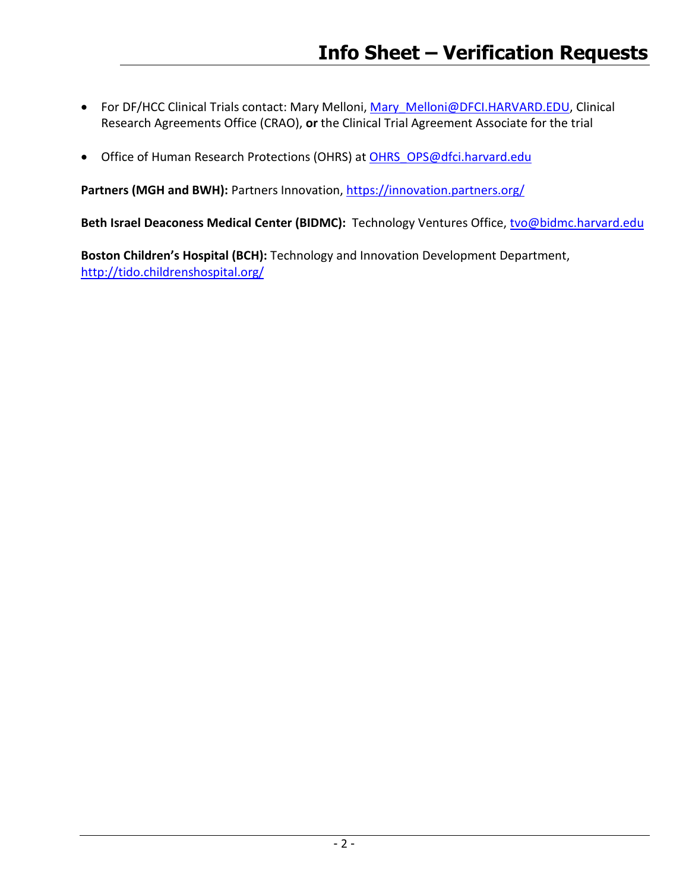- For DF/HCC Clinical Trials contact: Mary Melloni, Mary_Melloni@DFCI.HARVARD.EDU, Clinical Research Agreements Office (CRAO), **or** the Clinical Trial Agreement Associate for the trial

- Office of Human Research Protections (OHRS) at OHRS_OPS@dfci.harvard.edu

**Partners (MGH and BWH):** Partners Innovation, https://innovation.partners.org/

**Beth Israel Deaconess Medical Center (BIDMC):** Technology Ventures Office, tvo@bidmc.harvard.edu

**Boston Children's Hospital (BCH):** Technology and Innovation Development Department, http://tido.childrenshospital.org/